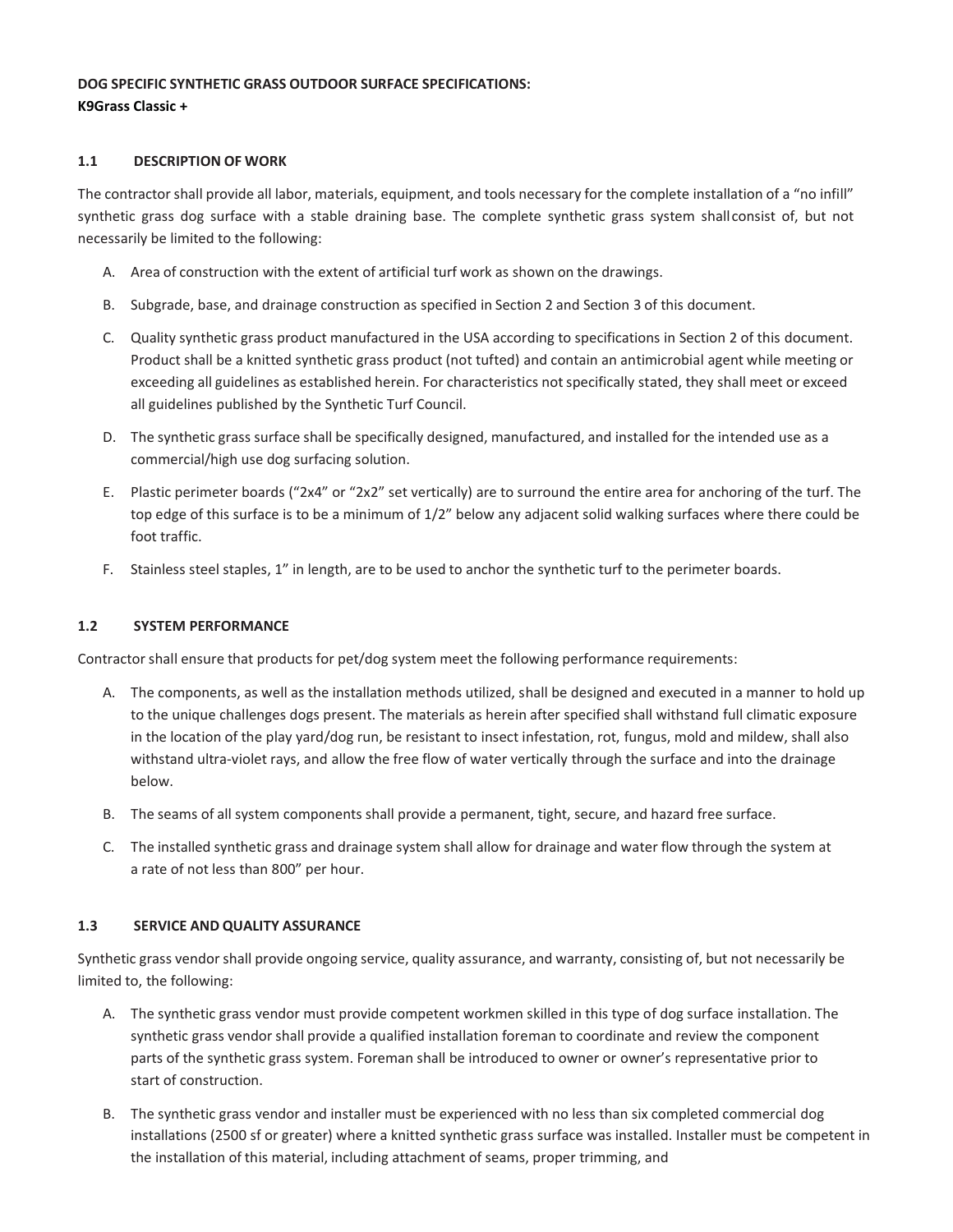**DOG SPECIFIC SYNTHETIC GRASS OUTDOOR SURFACE SPECIFICATIONS:**
**K9Grass Classic +**

## 1.1 DESCRIPTION OF WORK

The contractor shall provide all labor, materials, equipment, and tools necessary for the complete installation of a "no infill" synthetic grass dog surface with a stable draining base. The complete synthetic grass system shall consist of, but not necessarily be limited to the following:

A. Area of construction with the extent of artificial turf work as shown on the drawings.

B. Subgrade, base, and drainage construction as specified in Section 2 and Section 3 of this document.

C. Quality synthetic grass product manufactured in the USA according to specifications in Section 2 of this document. Product shall be a knitted synthetic grass product (not tufted) and contain an antimicrobial agent while meeting or exceeding all guidelines as established herein. For characteristics not specifically stated, they shall meet or exceed all guidelines published by the Synthetic Turf Council.

D. The synthetic grass surface shall be specifically designed, manufactured, and installed for the intended use as a commercial/high use dog surfacing solution.

E. Plastic perimeter boards ("2x4" or "2x2" set vertically) are to surround the entire area for anchoring of the turf. The top edge of this surface is to be a minimum of 1/2" below any adjacent solid walking surfaces where there could be foot traffic.

F. Stainless steel staples, 1" in length, are to be used to anchor the synthetic turf to the perimeter boards.

## 1.2 SYSTEM PERFORMANCE

Contractor shall ensure that products for pet/dog system meet the following performance requirements:

A. The components, as well as the installation methods utilized, shall be designed and executed in a manner to hold up to the unique challenges dogs present. The materials as herein after specified shall withstand full climatic exposure in the location of the play yard/dog run, be resistant to insect infestation, rot, fungus, mold and mildew, shall also withstand ultra-violet rays, and allow the free flow of water vertically through the surface and into the drainage below.

B. The seams of all system components shall provide a permanent, tight, secure, and hazard free surface.

C. The installed synthetic grass and drainage system shall allow for drainage and water flow through the system at a rate of not less than 800" per hour.

## 1.3 SERVICE AND QUALITY ASSURANCE

Synthetic grass vendor shall provide ongoing service, quality assurance, and warranty, consisting of, but not necessarily be limited to, the following:

A. The synthetic grass vendor must provide competent workmen skilled in this type of dog surface installation. The synthetic grass vendor shall provide a qualified installation foreman to coordinate and review the component parts of the synthetic grass system. Foreman shall be introduced to owner or owner's representative prior to start of construction.

B. The synthetic grass vendor and installer must be experienced with no less than six completed commercial dog installations (2500 sf or greater) where a knitted synthetic grass surface was installed. Installer must be competent in the installation of this material, including attachment of seams, proper trimming, and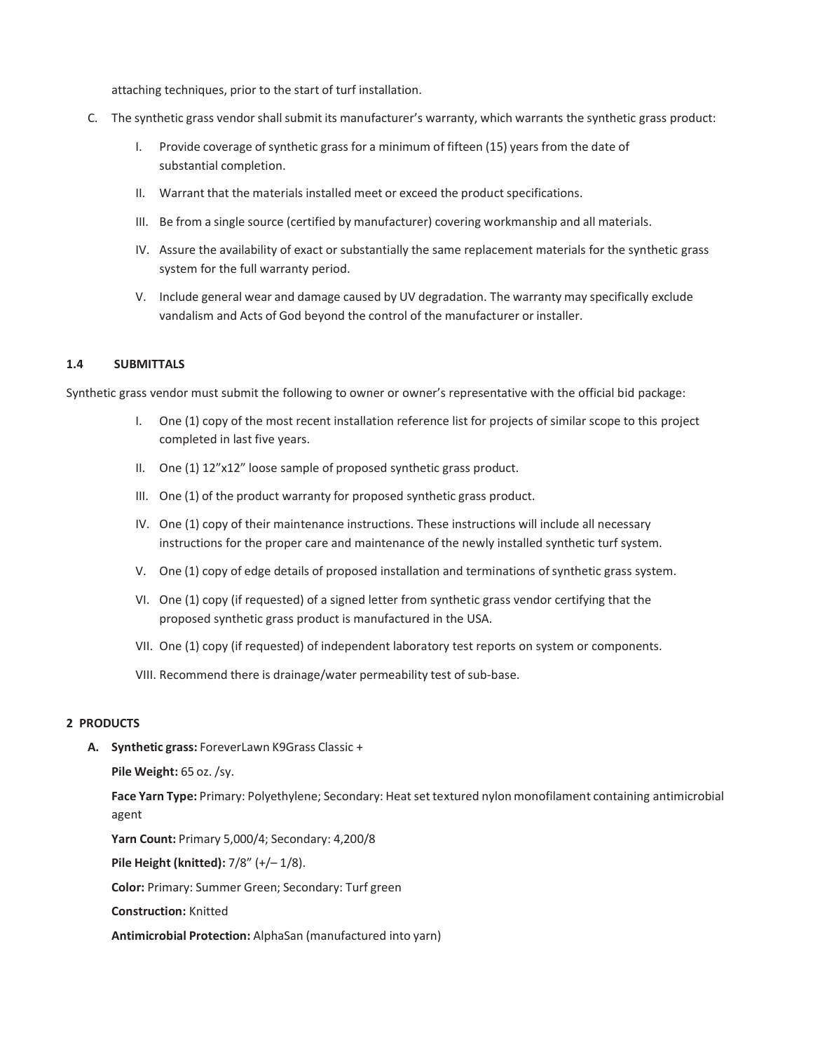attaching techniques, prior to the start of turf installation.

C. The synthetic grass vendor shall submit its manufacturer's warranty, which warrants the synthetic grass product:

   I. Provide coverage of synthetic grass for a minimum of fifteen (15) years from the date of substantial completion.

   II. Warrant that the materials installed meet or exceed the product specifications.

   III. Be from a single source (certified by manufacturer) covering workmanship and all materials.

   IV. Assure the availability of exact or substantially the same replacement materials for the synthetic grass system for the full warranty period.

   V. Include general wear and damage caused by UV degradation. The warranty may specifically exclude vandalism and Acts of God beyond the control of the manufacturer or installer.

### 1.4 SUBMITTALS

Synthetic grass vendor must submit the following to owner or owner's representative with the official bid package:

I. One (1) copy of the most recent installation reference list for projects of similar scope to this project completed in last five years.

II. One (1) 12"x12" loose sample of proposed synthetic grass product.

III. One (1) of the product warranty for proposed synthetic grass product.

IV. One (1) copy of their maintenance instructions. These instructions will include all necessary instructions for the proper care and maintenance of the newly installed synthetic turf system.

V. One (1) copy of edge details of proposed installation and terminations of synthetic grass system.

VI. One (1) copy (if requested) of a signed letter from synthetic grass vendor certifying that the proposed synthetic grass product is manufactured in the USA.

VII. One (1) copy (if requested) of independent laboratory test reports on system or components.

VIII. Recommend there is drainage/water permeability test of sub-base.

## 2 PRODUCTS

**A. Synthetic grass:** ForeverLawn K9Grass Classic +

**Pile Weight:** 65 oz. /sy.

**Face Yarn Type:** Primary: Polyethylene; Secondary: Heat set textured nylon monofilament containing antimicrobial agent

**Yarn Count:** Primary 5,000/4; Secondary: 4,200/8

**Pile Height (knitted):** 7/8" (+/– 1/8).

**Color:** Primary: Summer Green; Secondary: Turf green

**Construction:** Knitted

**Antimicrobial Protection:** AlphaSan (manufactured into yarn)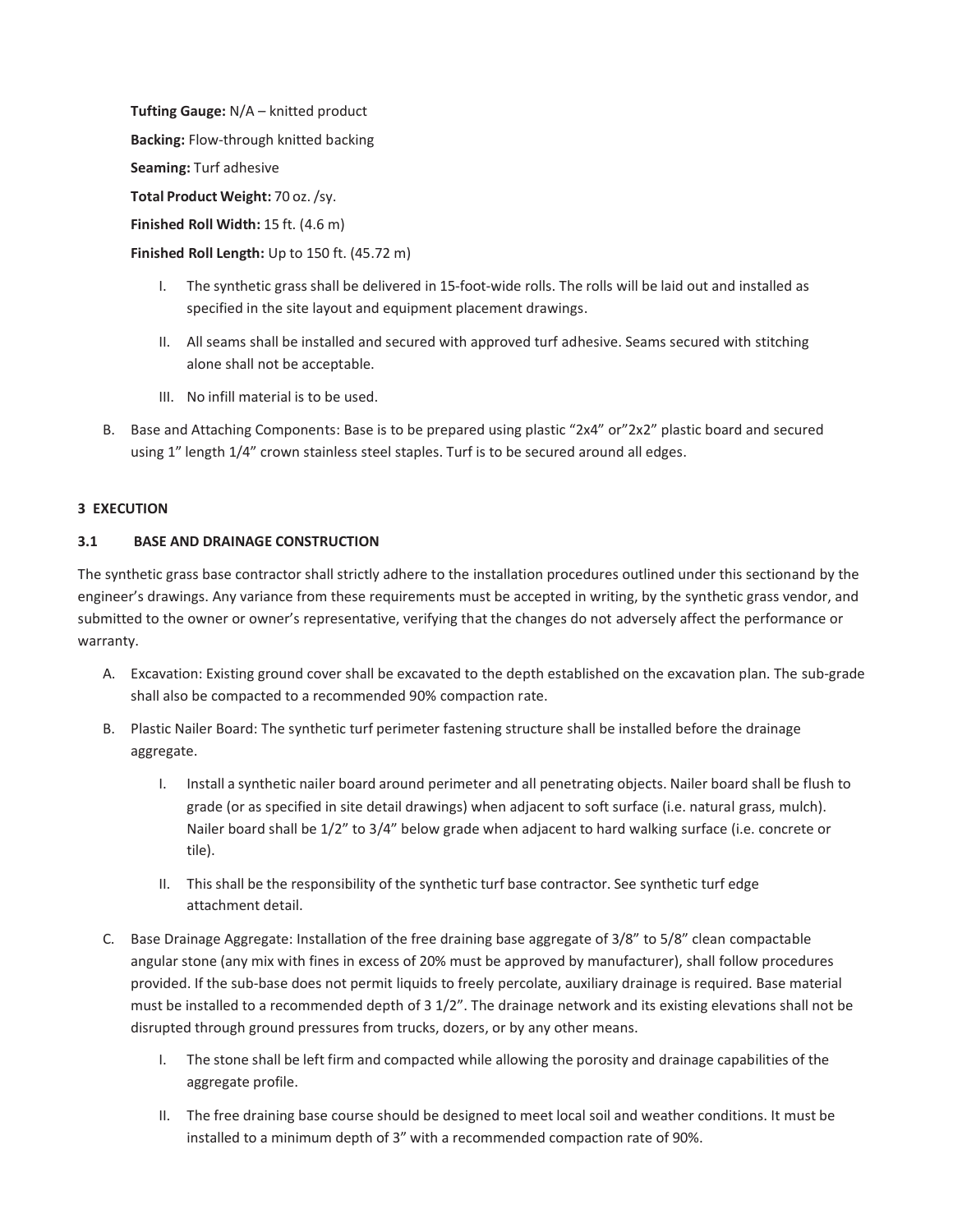**Tufting Gauge:** N/A – knitted product

**Backing:** Flow-through knitted backing

**Seaming:** Turf adhesive

**Total Product Weight:** 70 oz. /sy.

**Finished Roll Width:** 15 ft. (4.6 m)

**Finished Roll Length:** Up to 150 ft. (45.72 m)

I. The synthetic grass shall be delivered in 15-foot-wide rolls. The rolls will be laid out and installed as specified in the site layout and equipment placement drawings.

II. All seams shall be installed and secured with approved turf adhesive. Seams secured with stitching alone shall not be acceptable.

III. No infill material is to be used.

B. Base and Attaching Components: Base is to be prepared using plastic "2x4" or"2x2" plastic board and secured using 1" length 1/4" crown stainless steel staples. Turf is to be secured around all edges.

## 3 EXECUTION

### 3.1 BASE AND DRAINAGE CONSTRUCTION

The synthetic grass base contractor shall strictly adhere to the installation procedures outlined under this sectionand by the engineer's drawings. Any variance from these requirements must be accepted in writing, by the synthetic grass vendor, and submitted to the owner or owner's representative, verifying that the changes do not adversely affect the performance or warranty.

A. Excavation: Existing ground cover shall be excavated to the depth established on the excavation plan. The sub-grade shall also be compacted to a recommended 90% compaction rate.

B. Plastic Nailer Board: The synthetic turf perimeter fastening structure shall be installed before the drainage aggregate.

I. Install a synthetic nailer board around perimeter and all penetrating objects. Nailer board shall be flush to grade (or as specified in site detail drawings) when adjacent to soft surface (i.e. natural grass, mulch). Nailer board shall be 1/2" to 3/4" below grade when adjacent to hard walking surface (i.e. concrete or tile).

II. This shall be the responsibility of the synthetic turf base contractor. See synthetic turf edge attachment detail.

C. Base Drainage Aggregate: Installation of the free draining base aggregate of 3/8" to 5/8" clean compactable angular stone (any mix with fines in excess of 20% must be approved by manufacturer), shall follow procedures provided. If the sub-base does not permit liquids to freely percolate, auxiliary drainage is required. Base material must be installed to a recommended depth of 3 1/2". The drainage network and its existing elevations shall not be disrupted through ground pressures from trucks, dozers, or by any other means.

I. The stone shall be left firm and compacted while allowing the porosity and drainage capabilities of the aggregate profile.

II. The free draining base course should be designed to meet local soil and weather conditions. It must be installed to a minimum depth of 3" with a recommended compaction rate of 90%.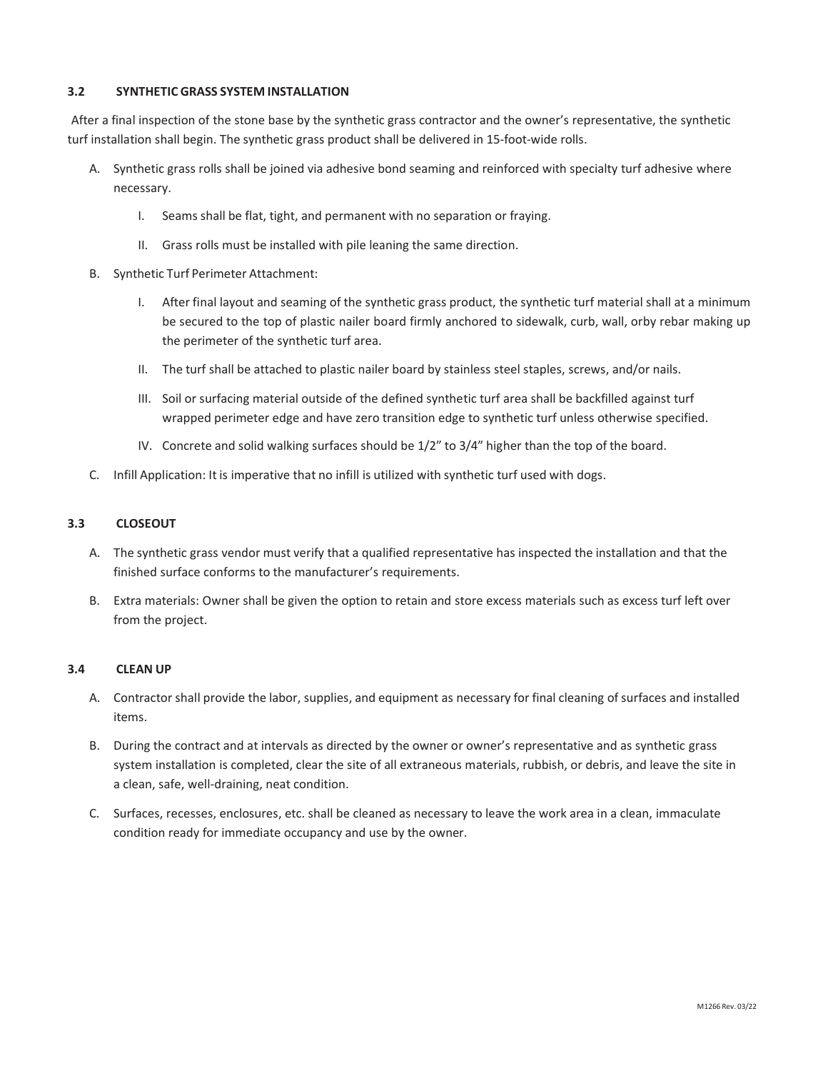### 3.2 SYNTHETIC GRASS SYSTEM INSTALLATION

After a final inspection of the stone base by the synthetic grass contractor and the owner's representative, the synthetic turf installation shall begin. The synthetic grass product shall be delivered in 15-foot-wide rolls.

A. Synthetic grass rolls shall be joined via adhesive bond seaming and reinforced with specialty turf adhesive where necessary.

   I. Seams shall be flat, tight, and permanent with no separation or fraying.

   II. Grass rolls must be installed with pile leaning the same direction.

B. Synthetic Turf Perimeter Attachment:

   I. After final layout and seaming of the synthetic grass product, the synthetic turf material shall at a minimum be secured to the top of plastic nailer board firmly anchored to sidewalk, curb, wall, orby rebar making up the perimeter of the synthetic turf area.

   II. The turf shall be attached to plastic nailer board by stainless steel staples, screws, and/or nails.

   III. Soil or surfacing material outside of the defined synthetic turf area shall be backfilled against turf wrapped perimeter edge and have zero transition edge to synthetic turf unless otherwise specified.

   IV. Concrete and solid walking surfaces should be 1/2" to 3/4" higher than the top of the board.

C. Infill Application: It is imperative that no infill is utilized with synthetic turf used with dogs.

### 3.3 CLOSEOUT

A. The synthetic grass vendor must verify that a qualified representative has inspected the installation and that the finished surface conforms to the manufacturer's requirements.

B. Extra materials: Owner shall be given the option to retain and store excess materials such as excess turf left over from the project.

### 3.4 CLEAN UP

A. Contractor shall provide the labor, supplies, and equipment as necessary for final cleaning of surfaces and installed items.

B. During the contract and at intervals as directed by the owner or owner's representative and as synthetic grass system installation is completed, clear the site of all extraneous materials, rubbish, or debris, and leave the site in a clean, safe, well-draining, neat condition.

C. Surfaces, recesses, enclosures, etc. shall be cleaned as necessary to leave the work area in a clean, immaculate condition ready for immediate occupancy and use by the owner.